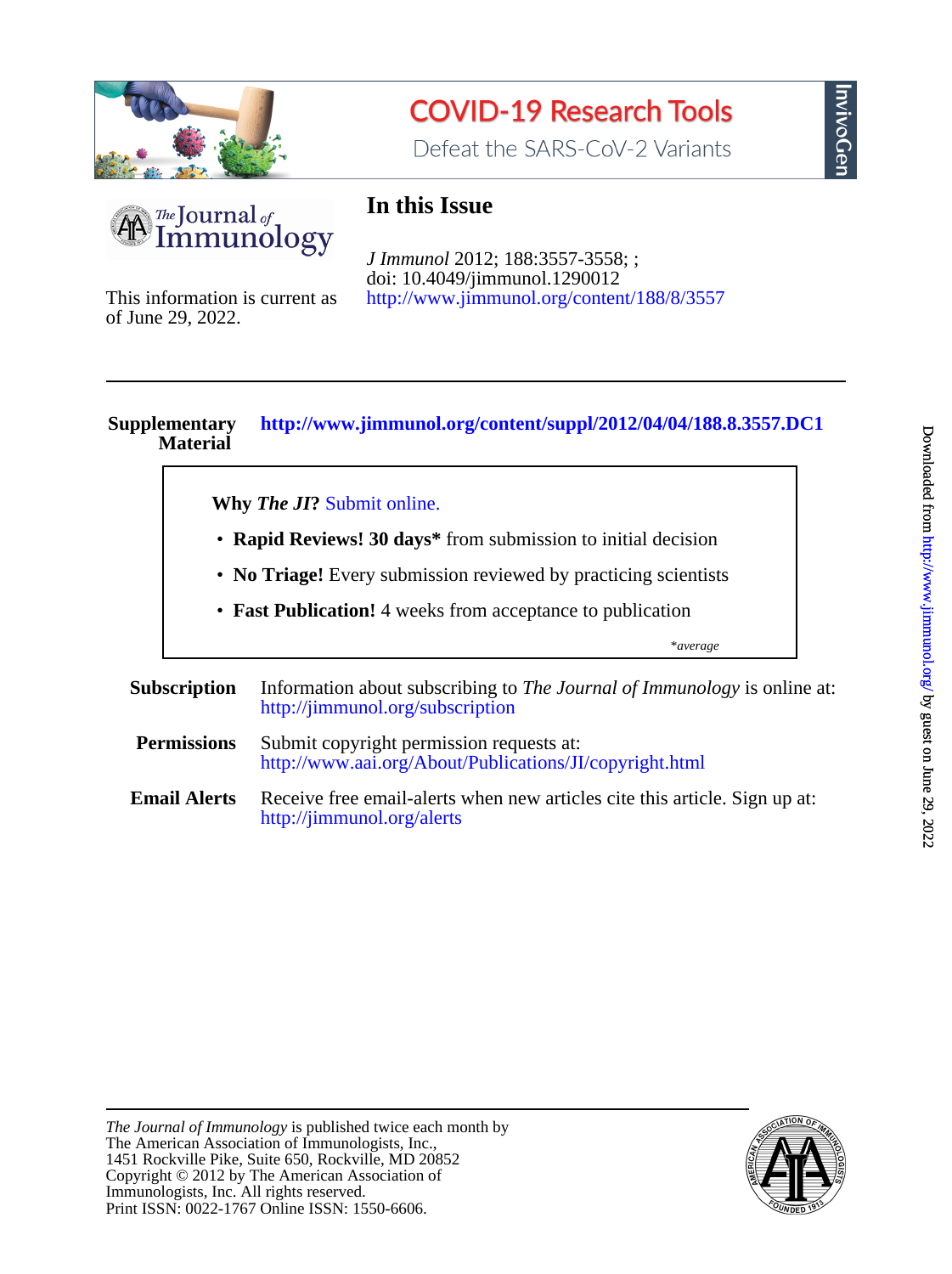COVID-19 Research Tools

Defeat the SARS-CoV-2 Variants

InvivoGen

The Journal of Immunology

# In this Issue

*J Immunol* 2012; 188:3557-3558; ;
doi: 10.4049/jimmunol.1290012
http://www.jimmunol.org/content/188/8/3557

This information is current as of June 29, 2022.

**Supplementary Material** **http://www.jimmunol.org/content/suppl/2012/04/04/188.8.3557.DC1**

**Why *The JI*?** Submit online.

- **Rapid Reviews! 30 days*** from submission to initial decision
- **No Triage!** Every submission reviewed by practicing scientists
- **Fast Publication!** 4 weeks from acceptance to publication

*\*average*

**Subscription** Information about subscribing to *The Journal of Immunology* is online at: http://jimmunol.org/subscription

**Permissions** Submit copyright permission requests at: http://www.aai.org/About/Publications/JI/copyright.html

**Email Alerts** Receive free email-alerts when new articles cite this article. Sign up at: http://jimmunol.org/alerts

Downloaded from http://www.jimmunol.org/ by guest on June 29, 2022

*The Journal of Immunology* is published twice each month by
The American Association of Immunologists, Inc.,
1451 Rockville Pike, Suite 650, Rockville, MD 20852
Copyright © 2012 by The American Association of
Immunologists, Inc. All rights reserved.
Print ISSN: 0022-1767 Online ISSN: 1550-6606.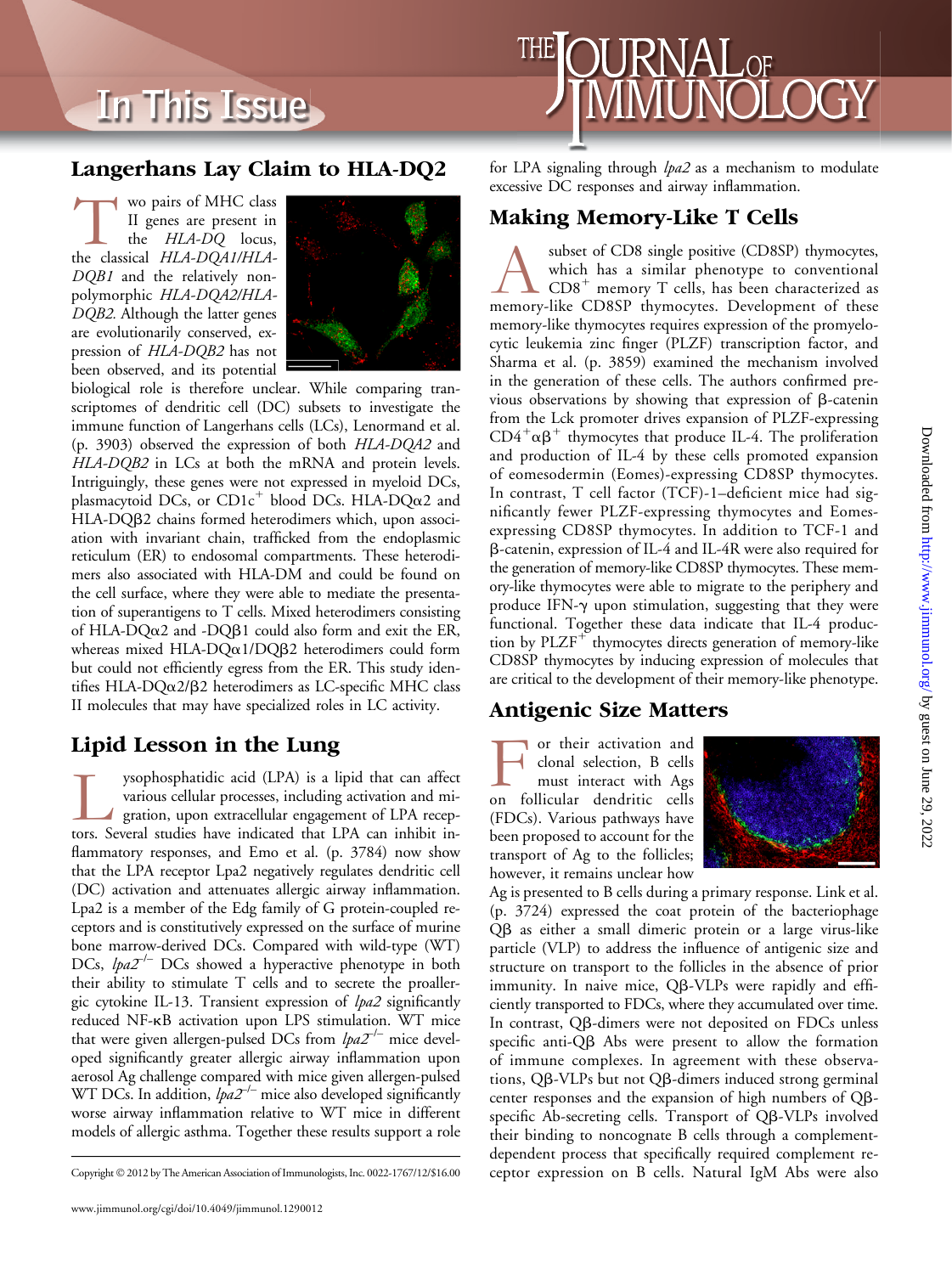## Langerhans Lay Claim to HLA-DQ2

Two pairs of MHC class II genes are present in the *HLA-DQ* locus, the classical *HLA-DQA1/HLA-DQB1* and the relatively nonpolymorphic *HLA-DQA2/HLA-DQB2.* Although the latter genes are evolutionarily conserved, expression of *HLA-DQB2* has not been observed, and its potential biological role is therefore unclear. While comparing transcriptomes of dendritic cell (DC) subsets to investigate the immune function of Langerhans cells (LCs), Lenormand et al. (p. 3903) observed the expression of both *HLA-DQA2* and *HLA-DQB2* in LCs at both the mRNA and protein levels. Intriguingly, these genes were not expressed in myeloid DCs, plasmacytoid DCs, or $CD1c^{+}$ blood DCs. HLA-DQα2 and HLA-DQβ2 chains formed heterodimers which, upon association with invariant chain, trafficked from the endoplasmic reticulum (ER) to endosomal compartments. These heterodimers also associated with HLA-DM and could be found on the cell surface, where they were able to mediate the presentation of superantigens to T cells. Mixed heterodimers consisting of HLA-DQα2 and -DQβ1 could also form and exit the ER, whereas mixed HLA-DQα1/DQβ2 heterodimers could form but could not efficiently egress from the ER. This study identifies HLA-DQα2/β2 heterodimers as LC-specific MHC class II molecules that may have specialized roles in LC activity.

## Lipid Lesson in the Lung

Lysophosphatidic acid (LPA) is a lipid that can affect various cellular processes, including activation and migration, upon extracellular engagement of LPA receptors. Several studies have indicated that LPA can inhibit inflammatory responses, and Emo et al. (p. 3784) now show that the LPA receptor Lpa2 negatively regulates dendritic cell (DC) activation and attenuates allergic airway inflammation. Lpa2 is a member of the Edg family of G protein-coupled receptors and is constitutively expressed on the surface of murine bone marrow-derived DCs. Compared with wild-type (WT) DCs, $lpa2^{-/-}$ DCs showed a hyperactive phenotype in both their ability to stimulate T cells and to secrete the proallergic cytokine IL-13. Transient expression of *lpa2* significantly reduced NF-κB activation upon LPS stimulation. WT mice that were given allergen-pulsed DCs from $lpa2^{-/-}$ mice developed significantly greater allergic airway inflammation upon aerosol Ag challenge compared with mice given allergen-pulsed WT DCs. In addition, $lpa2^{-/-}$ mice also developed significantly worse airway inflammation relative to WT mice in different models of allergic asthma. Together these results support a role for LPA signaling through *lpa2* as a mechanism to modulate excessive DC responses and airway inflammation.

## Making Memory-Like T Cells

A subset of CD8 single positive (CD8SP) thymocytes, which has a similar phenotype to conventional $CD8^{+}$ memory T cells, has been characterized as memory-like CD8SP thymocytes. Development of these memory-like thymocytes requires expression of the promyelocytic leukemia zinc finger (PLZF) transcription factor, and Sharma et al. (p. 3859) examined the mechanism involved in the generation of these cells. The authors confirmed previous observations by showing that expression of β-catenin from the Lck promoter drives expansion of PLZF-expressing $CD4^{+}αβ^{+}$ thymocytes that produce IL-4. The proliferation and production of IL-4 by these cells promoted expansion of eomesodermin (Eomes)-expressing CD8SP thymocytes. In contrast, T cell factor (TCF)-1–deficient mice had significantly fewer PLZF-expressing thymocytes and Eomes-expressing CD8SP thymocytes. In addition to TCF-1 and β-catenin, expression of IL-4 and IL-4R were also required for the generation of memory-like CD8SP thymocytes. These memory-like thymocytes were able to migrate to the periphery and produce IFN-γ upon stimulation, suggesting that they were functional. Together these data indicate that IL-4 production by $PLZF^{+}$ thymocytes directs generation of memory-like CD8SP thymocytes by inducing expression of molecules that are critical to the development of their memory-like phenotype.

## Antigenic Size Matters

For their activation and clonal selection, B cells must interact with Ags on follicular dendritic cells (FDCs). Various pathways have been proposed to account for the transport of Ag to the follicles; however, it remains unclear how Ag is presented to B cells during a primary response. Link et al. (p. 3724) expressed the coat protein of the bacteriophage Qβ as either a small dimeric protein or a large virus-like particle (VLP) to address the influence of antigenic size and structure on transport to the follicles in the absence of prior immunity. In naive mice, Qβ-VLPs were rapidly and efficiently transported to FDCs, where they accumulated over time. In contrast, Qβ-dimers were not deposited on FDCs unless specific anti-Qβ Abs were present to allow the formation of immune complexes. In agreement with these observations, Qβ-VLPs but not Qβ-dimers induced strong germinal center responses and the expansion of high numbers of Qβ-specific Ab-secreting cells. Transport of Qβ-VLPs involved their binding to noncognate B cells through a complement-dependent process that specifically required complement receptor expression on B cells. Natural IgM Abs were also

Copyright © 2012 by The American Association of Immunologists, Inc. 0022-1767/12/$16.00

www.jimmunol.org/cgi/doi/10.4049/jimmunol.1290012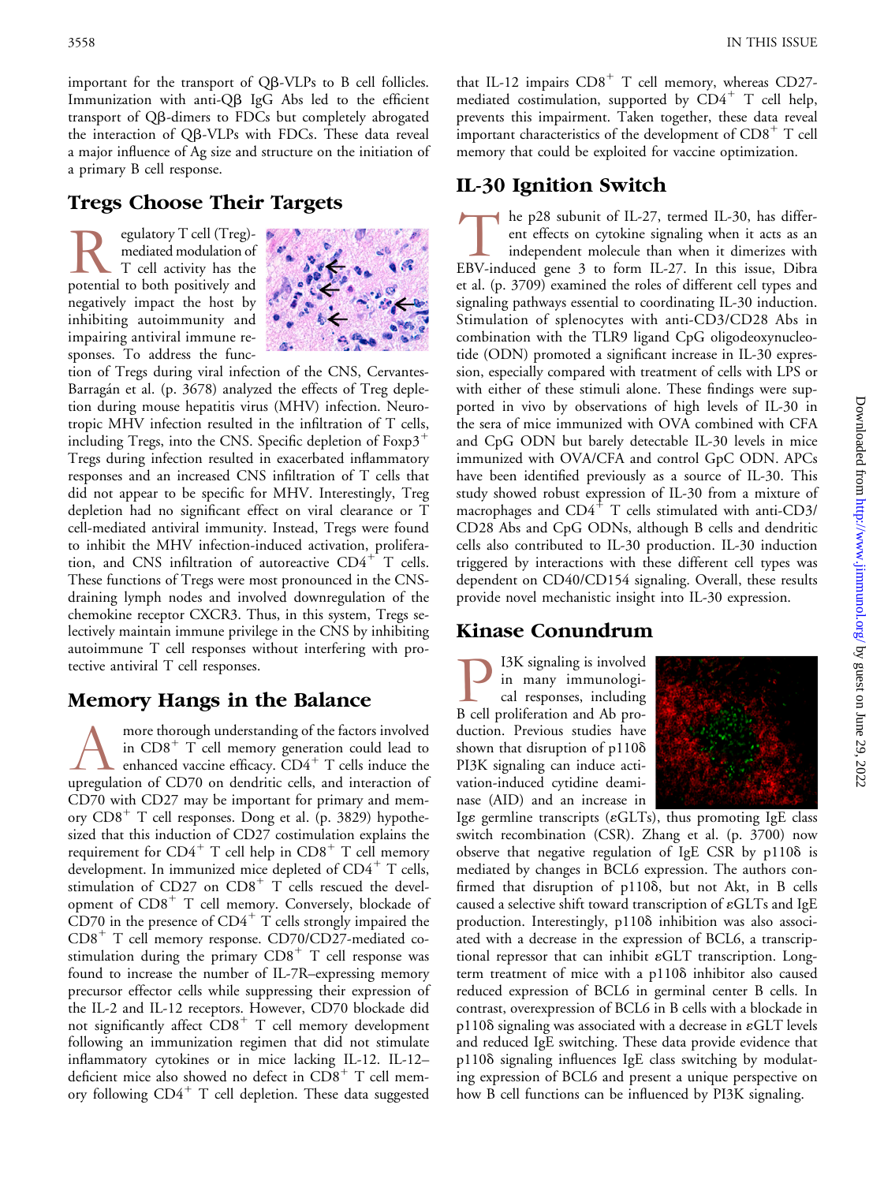important for the transport of Qβ-VLPs to B cell follicles. Immunization with anti-Qβ IgG Abs led to the efficient transport of Qβ-dimers to FDCs but completely abrogated the interaction of Qβ-VLPs with FDCs. These data reveal a major influence of Ag size and structure on the initiation of a primary B cell response.

## Tregs Choose Their Targets

Regulatory T cell (Treg)-mediated modulation of T cell activity has the potential to both positively and negatively impact the host by inhibiting autoimmunity and impairing antiviral immune responses. To address the function of Tregs during viral infection of the CNS, Cervantes-Barragán et al. (p. 3678) analyzed the effects of Treg depletion during mouse hepatitis virus (MHV) infection. Neurotropic MHV infection resulted in the infiltration of T cells, including Tregs, into the CNS. Specific depletion of Foxp3$^+$ Tregs during infection resulted in exacerbated inflammatory responses and an increased CNS infiltration of T cells that did not appear to be specific for MHV. Interestingly, Treg depletion had no significant effect on viral clearance or T cell-mediated antiviral immunity. Instead, Tregs were found to inhibit the MHV infection-induced activation, proliferation, and CNS infiltration of autoreactive CD4$^+$ T cells. These functions of Tregs were most pronounced in the CNS-draining lymph nodes and involved downregulation of the chemokine receptor CXCR3. Thus, in this system, Tregs selectively maintain immune privilege in the CNS by inhibiting autoimmune T cell responses without interfering with protective antiviral T cell responses.

## Memory Hangs in the Balance

A more thorough understanding of the factors involved in CD8$^+$ T cell memory generation could lead to enhanced vaccine efficacy. CD4$^+$ T cells induce the upregulation of CD70 on dendritic cells, and interaction of CD70 with CD27 may be important for primary and memory CD8$^+$ T cell responses. Dong et al. (p. 3829) hypothesized that this induction of CD27 costimulation explains the requirement for CD4$^+$ T cell help in CD8$^+$ T cell memory development. In immunized mice depleted of CD4$^+$ T cells, stimulation of CD27 on CD8$^+$ T cells rescued the development of CD8$^+$ T cell memory. Conversely, blockade of CD70 in the presence of CD4$^+$ T cells strongly impaired the CD8$^+$ T cell memory response. CD70/CD27-mediated costimulation during the primary CD8$^+$ T cell response was found to increase the number of IL-7R–expressing memory precursor effector cells while suppressing their expression of the IL-2 and IL-12 receptors. However, CD70 blockade did not significantly affect CD8$^+$ T cell memory development following an immunization regimen that did not stimulate inflammatory cytokines or in mice lacking IL-12. IL-12–deficient mice also showed no defect in CD8$^+$ T cell memory following CD4$^+$ T cell depletion. These data suggested that IL-12 impairs CD8$^+$ T cell memory, whereas CD27-mediated costimulation, supported by CD4$^+$ T cell help, prevents this impairment. Taken together, these data reveal important characteristics of the development of CD8$^+$ T cell memory that could be exploited for vaccine optimization.

## IL-30 Ignition Switch

The p28 subunit of IL-27, termed IL-30, has different effects on cytokine signaling when it acts as an independent molecule than when it dimerizes with EBV-induced gene 3 to form IL-27. In this issue, Dibra et al. (p. 3709) examined the roles of different cell types and signaling pathways essential to coordinating IL-30 induction. Stimulation of splenocytes with anti-CD3/CD28 Abs in combination with the TLR9 ligand CpG oligodeoxynucleotide (ODN) promoted a significant increase in IL-30 expression, especially compared with treatment of cells with LPS or with either of these stimuli alone. These findings were supported in vivo by observations of high levels of IL-30 in the sera of mice immunized with OVA combined with CFA and CpG ODN but barely detectable IL-30 levels in mice immunized with OVA/CFA and control GpC ODN. APCs have been identified previously as a source of IL-30. This study showed robust expression of IL-30 from a mixture of macrophages and CD4$^+$ T cells stimulated with anti-CD3/CD28 Abs and CpG ODNs, although B cells and dendritic cells also contributed to IL-30 production. IL-30 induction triggered by interactions with these different cell types was dependent on CD40/CD154 signaling. Overall, these results provide novel mechanistic insight into IL-30 expression.

## Kinase Conundrum

PI3K signaling is involved in many immunological responses, including B cell proliferation and Ab production. Previous studies have shown that disruption of p110δ PI3K signaling can induce activation-induced cytidine deaminase (AID) and an increase in Igε germline transcripts (εGLTs), thus promoting IgE class switch recombination (CSR). Zhang et al. (p. 3700) now observe that negative regulation of IgE CSR by p110δ is mediated by changes in BCL6 expression. The authors confirmed that disruption of p110δ, but not Akt, in B cells caused a selective shift toward transcription of εGLTs and IgE production. Interestingly, p110δ inhibition was also associated with a decrease in the expression of BCL6, a transcriptional repressor that can inhibit εGLT transcription. Long-term treatment of mice with a p110δ inhibitor also caused reduced expression of BCL6 in germinal center B cells. In contrast, overexpression of BCL6 in B cells with a blockade in p110δ signaling was associated with a decrease in εGLT levels and reduced IgE switching. These data provide evidence that p110δ signaling influences IgE class switching by modulating expression of BCL6 and present a unique perspective on how B cell functions can be influenced by PI3K signaling.